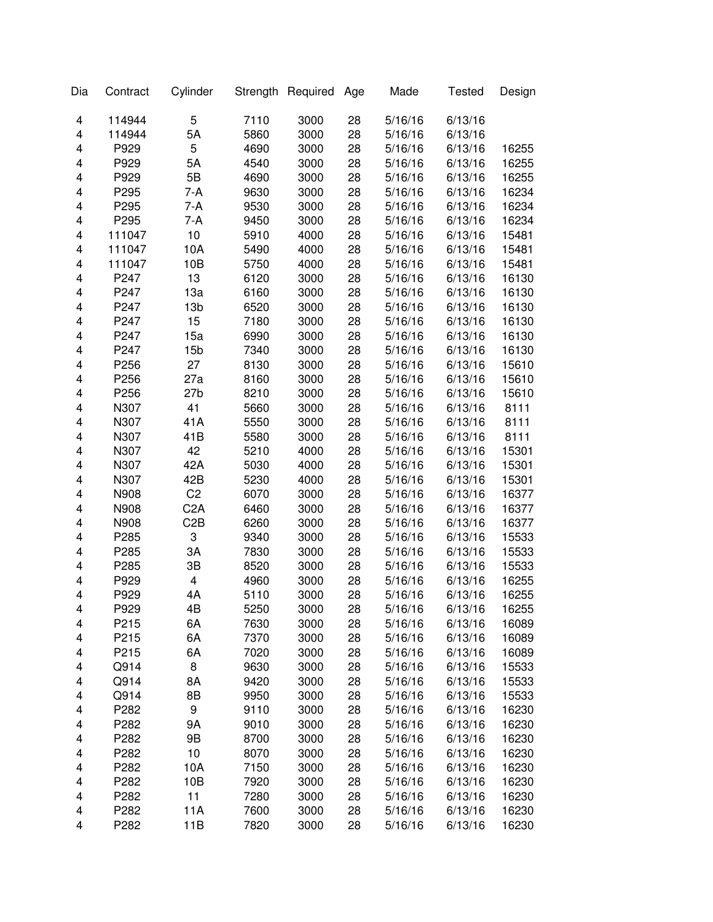| Dia | Contract | Cylinder | Strength | Required | Age | Made | Tested | Design |
|---|---|---|---|---|---|---|---|---|
| 4 | 114944 | 5 | 7110 | 3000 | 28 | 5/16/16 | 6/13/16 | |
| 4 | 114944 | 5A | 5860 | 3000 | 28 | 5/16/16 | 6/13/16 | |
| 4 | P929 | 5 | 4690 | 3000 | 28 | 5/16/16 | 6/13/16 | 16255 |
| 4 | P929 | 5A | 4540 | 3000 | 28 | 5/16/16 | 6/13/16 | 16255 |
| 4 | P929 | 5B | 4690 | 3000 | 28 | 5/16/16 | 6/13/16 | 16255 |
| 4 | P295 | 7-A | 9630 | 3000 | 28 | 5/16/16 | 6/13/16 | 16234 |
| 4 | P295 | 7-A | 9530 | 3000 | 28 | 5/16/16 | 6/13/16 | 16234 |
| 4 | P295 | 7-A | 9450 | 3000 | 28 | 5/16/16 | 6/13/16 | 16234 |
| 4 | 111047 | 10 | 5910 | 4000 | 28 | 5/16/16 | 6/13/16 | 15481 |
| 4 | 111047 | 10A | 5490 | 4000 | 28 | 5/16/16 | 6/13/16 | 15481 |
| 4 | 111047 | 10B | 5750 | 4000 | 28 | 5/16/16 | 6/13/16 | 15481 |
| 4 | P247 | 13 | 6120 | 3000 | 28 | 5/16/16 | 6/13/16 | 16130 |
| 4 | P247 | 13a | 6160 | 3000 | 28 | 5/16/16 | 6/13/16 | 16130 |
| 4 | P247 | 13b | 6520 | 3000 | 28 | 5/16/16 | 6/13/16 | 16130 |
| 4 | P247 | 15 | 7180 | 3000 | 28 | 5/16/16 | 6/13/16 | 16130 |
| 4 | P247 | 15a | 6990 | 3000 | 28 | 5/16/16 | 6/13/16 | 16130 |
| 4 | P247 | 15b | 7340 | 3000 | 28 | 5/16/16 | 6/13/16 | 16130 |
| 4 | P256 | 27 | 8130 | 3000 | 28 | 5/16/16 | 6/13/16 | 15610 |
| 4 | P256 | 27a | 8160 | 3000 | 28 | 5/16/16 | 6/13/16 | 15610 |
| 4 | P256 | 27b | 8210 | 3000 | 28 | 5/16/16 | 6/13/16 | 15610 |
| 4 | N307 | 41 | 5660 | 3000 | 28 | 5/16/16 | 6/13/16 | 8111 |
| 4 | N307 | 41A | 5550 | 3000 | 28 | 5/16/16 | 6/13/16 | 8111 |
| 4 | N307 | 41B | 5580 | 3000 | 28 | 5/16/16 | 6/13/16 | 8111 |
| 4 | N307 | 42 | 5210 | 4000 | 28 | 5/16/16 | 6/13/16 | 15301 |
| 4 | N307 | 42A | 5030 | 4000 | 28 | 5/16/16 | 6/13/16 | 15301 |
| 4 | N307 | 42B | 5230 | 4000 | 28 | 5/16/16 | 6/13/16 | 15301 |
| 4 | N908 | C2 | 6070 | 3000 | 28 | 5/16/16 | 6/13/16 | 16377 |
| 4 | N908 | C2A | 6460 | 3000 | 28 | 5/16/16 | 6/13/16 | 16377 |
| 4 | N908 | C2B | 6260 | 3000 | 28 | 5/16/16 | 6/13/16 | 16377 |
| 4 | P285 | 3 | 9340 | 3000 | 28 | 5/16/16 | 6/13/16 | 15533 |
| 4 | P285 | 3A | 7830 | 3000 | 28 | 5/16/16 | 6/13/16 | 15533 |
| 4 | P285 | 3B | 8520 | 3000 | 28 | 5/16/16 | 6/13/16 | 15533 |
| 4 | P929 | 4 | 4960 | 3000 | 28 | 5/16/16 | 6/13/16 | 16255 |
| 4 | P929 | 4A | 5110 | 3000 | 28 | 5/16/16 | 6/13/16 | 16255 |
| 4 | P929 | 4B | 5250 | 3000 | 28 | 5/16/16 | 6/13/16 | 16255 |
| 4 | P215 | 6A | 7630 | 3000 | 28 | 5/16/16 | 6/13/16 | 16089 |
| 4 | P215 | 6A | 7370 | 3000 | 28 | 5/16/16 | 6/13/16 | 16089 |
| 4 | P215 | 6A | 7020 | 3000 | 28 | 5/16/16 | 6/13/16 | 16089 |
| 4 | Q914 | 8 | 9630 | 3000 | 28 | 5/16/16 | 6/13/16 | 15533 |
| 4 | Q914 | 8A | 9420 | 3000 | 28 | 5/16/16 | 6/13/16 | 15533 |
| 4 | Q914 | 8B | 9950 | 3000 | 28 | 5/16/16 | 6/13/16 | 15533 |
| 4 | P282 | 9 | 9110 | 3000 | 28 | 5/16/16 | 6/13/16 | 16230 |
| 4 | P282 | 9A | 9010 | 3000 | 28 | 5/16/16 | 6/13/16 | 16230 |
| 4 | P282 | 9B | 8700 | 3000 | 28 | 5/16/16 | 6/13/16 | 16230 |
| 4 | P282 | 10 | 8070 | 3000 | 28 | 5/16/16 | 6/13/16 | 16230 |
| 4 | P282 | 10A | 7150 | 3000 | 28 | 5/16/16 | 6/13/16 | 16230 |
| 4 | P282 | 10B | 7920 | 3000 | 28 | 5/16/16 | 6/13/16 | 16230 |
| 4 | P282 | 11 | 7280 | 3000 | 28 | 5/16/16 | 6/13/16 | 16230 |
| 4 | P282 | 11A | 7600 | 3000 | 28 | 5/16/16 | 6/13/16 | 16230 |
| 4 | P282 | 11B | 7820 | 3000 | 28 | 5/16/16 | 6/13/16 | 16230 |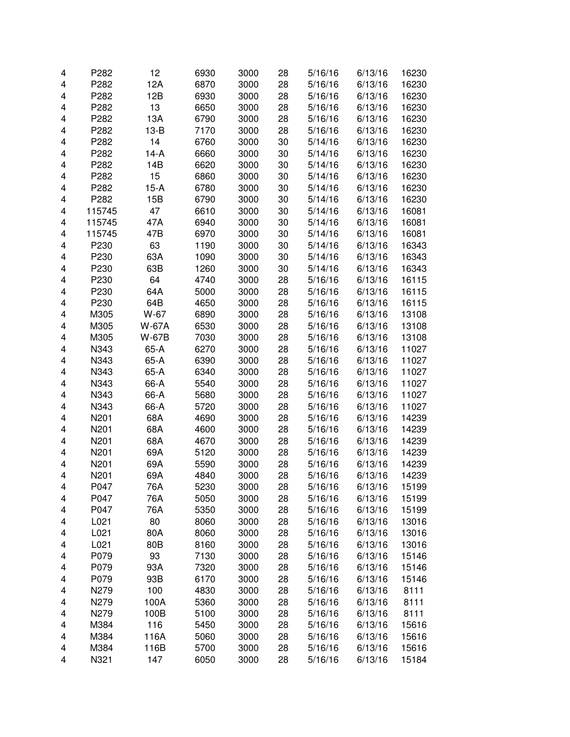| | | | | | | | | |
|---|---|---|---|---|---|---|---|---|
| 4 | P282 | 12 | 6930 | 3000 | 28 | 5/16/16 | 6/13/16 | 16230 |
| 4 | P282 | 12A | 6870 | 3000 | 28 | 5/16/16 | 6/13/16 | 16230 |
| 4 | P282 | 12B | 6930 | 3000 | 28 | 5/16/16 | 6/13/16 | 16230 |
| 4 | P282 | 13 | 6650 | 3000 | 28 | 5/16/16 | 6/13/16 | 16230 |
| 4 | P282 | 13A | 6790 | 3000 | 28 | 5/16/16 | 6/13/16 | 16230 |
| 4 | P282 | 13-B | 7170 | 3000 | 28 | 5/16/16 | 6/13/16 | 16230 |
| 4 | P282 | 14 | 6760 | 3000 | 30 | 5/14/16 | 6/13/16 | 16230 |
| 4 | P282 | 14-A | 6660 | 3000 | 30 | 5/14/16 | 6/13/16 | 16230 |
| 4 | P282 | 14B | 6620 | 3000 | 30 | 5/14/16 | 6/13/16 | 16230 |
| 4 | P282 | 15 | 6860 | 3000 | 30 | 5/14/16 | 6/13/16 | 16230 |
| 4 | P282 | 15-A | 6780 | 3000 | 30 | 5/14/16 | 6/13/16 | 16230 |
| 4 | P282 | 15B | 6790 | 3000 | 30 | 5/14/16 | 6/13/16 | 16230 |
| 4 | 115745 | 47 | 6610 | 3000 | 30 | 5/14/16 | 6/13/16 | 16081 |
| 4 | 115745 | 47A | 6940 | 3000 | 30 | 5/14/16 | 6/13/16 | 16081 |
| 4 | 115745 | 47B | 6970 | 3000 | 30 | 5/14/16 | 6/13/16 | 16081 |
| 4 | P230 | 63 | 1190 | 3000 | 30 | 5/14/16 | 6/13/16 | 16343 |
| 4 | P230 | 63A | 1090 | 3000 | 30 | 5/14/16 | 6/13/16 | 16343 |
| 4 | P230 | 63B | 1260 | 3000 | 30 | 5/14/16 | 6/13/16 | 16343 |
| 4 | P230 | 64 | 4740 | 3000 | 28 | 5/16/16 | 6/13/16 | 16115 |
| 4 | P230 | 64A | 5000 | 3000 | 28 | 5/16/16 | 6/13/16 | 16115 |
| 4 | P230 | 64B | 4650 | 3000 | 28 | 5/16/16 | 6/13/16 | 16115 |
| 4 | M305 | W-67 | 6890 | 3000 | 28 | 5/16/16 | 6/13/16 | 13108 |
| 4 | M305 | W-67A | 6530 | 3000 | 28 | 5/16/16 | 6/13/16 | 13108 |
| 4 | M305 | W-67B | 7030 | 3000 | 28 | 5/16/16 | 6/13/16 | 13108 |
| 4 | N343 | 65-A | 6270 | 3000 | 28 | 5/16/16 | 6/13/16 | 11027 |
| 4 | N343 | 65-A | 6390 | 3000 | 28 | 5/16/16 | 6/13/16 | 11027 |
| 4 | N343 | 65-A | 6340 | 3000 | 28 | 5/16/16 | 6/13/16 | 11027 |
| 4 | N343 | 66-A | 5540 | 3000 | 28 | 5/16/16 | 6/13/16 | 11027 |
| 4 | N343 | 66-A | 5680 | 3000 | 28 | 5/16/16 | 6/13/16 | 11027 |
| 4 | N343 | 66-A | 5720 | 3000 | 28 | 5/16/16 | 6/13/16 | 11027 |
| 4 | N201 | 68A | 4690 | 3000 | 28 | 5/16/16 | 6/13/16 | 14239 |
| 4 | N201 | 68A | 4600 | 3000 | 28 | 5/16/16 | 6/13/16 | 14239 |
| 4 | N201 | 68A | 4670 | 3000 | 28 | 5/16/16 | 6/13/16 | 14239 |
| 4 | N201 | 69A | 5120 | 3000 | 28 | 5/16/16 | 6/13/16 | 14239 |
| 4 | N201 | 69A | 5590 | 3000 | 28 | 5/16/16 | 6/13/16 | 14239 |
| 4 | N201 | 69A | 4840 | 3000 | 28 | 5/16/16 | 6/13/16 | 14239 |
| 4 | P047 | 76A | 5230 | 3000 | 28 | 5/16/16 | 6/13/16 | 15199 |
| 4 | P047 | 76A | 5050 | 3000 | 28 | 5/16/16 | 6/13/16 | 15199 |
| 4 | P047 | 76A | 5350 | 3000 | 28 | 5/16/16 | 6/13/16 | 15199 |
| 4 | L021 | 80 | 8060 | 3000 | 28 | 5/16/16 | 6/13/16 | 13016 |
| 4 | L021 | 80A | 8060 | 3000 | 28 | 5/16/16 | 6/13/16 | 13016 |
| 4 | L021 | 80B | 8160 | 3000 | 28 | 5/16/16 | 6/13/16 | 13016 |
| 4 | P079 | 93 | 7130 | 3000 | 28 | 5/16/16 | 6/13/16 | 15146 |
| 4 | P079 | 93A | 7320 | 3000 | 28 | 5/16/16 | 6/13/16 | 15146 |
| 4 | P079 | 93B | 6170 | 3000 | 28 | 5/16/16 | 6/13/16 | 15146 |
| 4 | N279 | 100 | 4830 | 3000 | 28 | 5/16/16 | 6/13/16 | 8111 |
| 4 | N279 | 100A | 5360 | 3000 | 28 | 5/16/16 | 6/13/16 | 8111 |
| 4 | N279 | 100B | 5100 | 3000 | 28 | 5/16/16 | 6/13/16 | 8111 |
| 4 | M384 | 116 | 5450 | 3000 | 28 | 5/16/16 | 6/13/16 | 15616 |
| 4 | M384 | 116A | 5060 | 3000 | 28 | 5/16/16 | 6/13/16 | 15616 |
| 4 | M384 | 116B | 5700 | 3000 | 28 | 5/16/16 | 6/13/16 | 15616 |
| 4 | N321 | 147 | 6050 | 3000 | 28 | 5/16/16 | 6/13/16 | 15184 |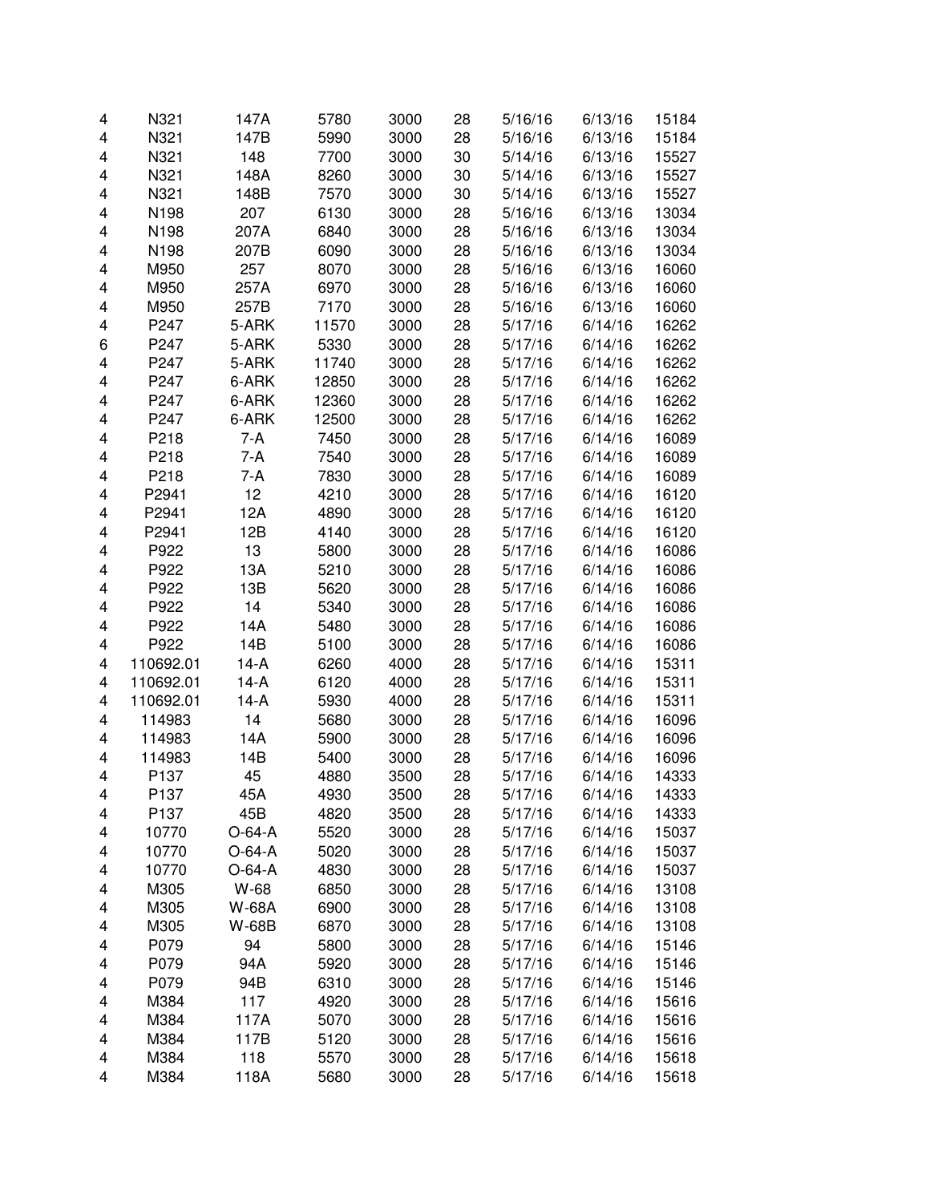| | | | | | | | | |
|---|---|---|---|---|---|---|---|---|
| 4 | N321 | 147A | 5780 | 3000 | 28 | 5/16/16 | 6/13/16 | 15184 |
| 4 | N321 | 147B | 5990 | 3000 | 28 | 5/16/16 | 6/13/16 | 15184 |
| 4 | N321 | 148 | 7700 | 3000 | 30 | 5/14/16 | 6/13/16 | 15527 |
| 4 | N321 | 148A | 8260 | 3000 | 30 | 5/14/16 | 6/13/16 | 15527 |
| 4 | N321 | 148B | 7570 | 3000 | 30 | 5/14/16 | 6/13/16 | 15527 |
| 4 | N198 | 207 | 6130 | 3000 | 28 | 5/16/16 | 6/13/16 | 13034 |
| 4 | N198 | 207A | 6840 | 3000 | 28 | 5/16/16 | 6/13/16 | 13034 |
| 4 | N198 | 207B | 6090 | 3000 | 28 | 5/16/16 | 6/13/16 | 13034 |
| 4 | M950 | 257 | 8070 | 3000 | 28 | 5/16/16 | 6/13/16 | 16060 |
| 4 | M950 | 257A | 6970 | 3000 | 28 | 5/16/16 | 6/13/16 | 16060 |
| 4 | M950 | 257B | 7170 | 3000 | 28 | 5/16/16 | 6/13/16 | 16060 |
| 4 | P247 | 5-ARK | 11570 | 3000 | 28 | 5/17/16 | 6/14/16 | 16262 |
| 6 | P247 | 5-ARK | 5330 | 3000 | 28 | 5/17/16 | 6/14/16 | 16262 |
| 4 | P247 | 5-ARK | 11740 | 3000 | 28 | 5/17/16 | 6/14/16 | 16262 |
| 4 | P247 | 6-ARK | 12850 | 3000 | 28 | 5/17/16 | 6/14/16 | 16262 |
| 4 | P247 | 6-ARK | 12360 | 3000 | 28 | 5/17/16 | 6/14/16 | 16262 |
| 4 | P247 | 6-ARK | 12500 | 3000 | 28 | 5/17/16 | 6/14/16 | 16262 |
| 4 | P218 | 7-A | 7450 | 3000 | 28 | 5/17/16 | 6/14/16 | 16089 |
| 4 | P218 | 7-A | 7540 | 3000 | 28 | 5/17/16 | 6/14/16 | 16089 |
| 4 | P218 | 7-A | 7830 | 3000 | 28 | 5/17/16 | 6/14/16 | 16089 |
| 4 | P2941 | 12 | 4210 | 3000 | 28 | 5/17/16 | 6/14/16 | 16120 |
| 4 | P2941 | 12A | 4890 | 3000 | 28 | 5/17/16 | 6/14/16 | 16120 |
| 4 | P2941 | 12B | 4140 | 3000 | 28 | 5/17/16 | 6/14/16 | 16120 |
| 4 | P922 | 13 | 5800 | 3000 | 28 | 5/17/16 | 6/14/16 | 16086 |
| 4 | P922 | 13A | 5210 | 3000 | 28 | 5/17/16 | 6/14/16 | 16086 |
| 4 | P922 | 13B | 5620 | 3000 | 28 | 5/17/16 | 6/14/16 | 16086 |
| 4 | P922 | 14 | 5340 | 3000 | 28 | 5/17/16 | 6/14/16 | 16086 |
| 4 | P922 | 14A | 5480 | 3000 | 28 | 5/17/16 | 6/14/16 | 16086 |
| 4 | P922 | 14B | 5100 | 3000 | 28 | 5/17/16 | 6/14/16 | 16086 |
| 4 | 110692.01 | 14-A | 6260 | 4000 | 28 | 5/17/16 | 6/14/16 | 15311 |
| 4 | 110692.01 | 14-A | 6120 | 4000 | 28 | 5/17/16 | 6/14/16 | 15311 |
| 4 | 110692.01 | 14-A | 5930 | 4000 | 28 | 5/17/16 | 6/14/16 | 15311 |
| 4 | 114983 | 14 | 5680 | 3000 | 28 | 5/17/16 | 6/14/16 | 16096 |
| 4 | 114983 | 14A | 5900 | 3000 | 28 | 5/17/16 | 6/14/16 | 16096 |
| 4 | 114983 | 14B | 5400 | 3000 | 28 | 5/17/16 | 6/14/16 | 16096 |
| 4 | P137 | 45 | 4880 | 3500 | 28 | 5/17/16 | 6/14/16 | 14333 |
| 4 | P137 | 45A | 4930 | 3500 | 28 | 5/17/16 | 6/14/16 | 14333 |
| 4 | P137 | 45B | 4820 | 3500 | 28 | 5/17/16 | 6/14/16 | 14333 |
| 4 | 10770 | O-64-A | 5520 | 3000 | 28 | 5/17/16 | 6/14/16 | 15037 |
| 4 | 10770 | O-64-A | 5020 | 3000 | 28 | 5/17/16 | 6/14/16 | 15037 |
| 4 | 10770 | O-64-A | 4830 | 3000 | 28 | 5/17/16 | 6/14/16 | 15037 |
| 4 | M305 | W-68 | 6850 | 3000 | 28 | 5/17/16 | 6/14/16 | 13108 |
| 4 | M305 | W-68A | 6900 | 3000 | 28 | 5/17/16 | 6/14/16 | 13108 |
| 4 | M305 | W-68B | 6870 | 3000 | 28 | 5/17/16 | 6/14/16 | 13108 |
| 4 | P079 | 94 | 5800 | 3000 | 28 | 5/17/16 | 6/14/16 | 15146 |
| 4 | P079 | 94A | 5920 | 3000 | 28 | 5/17/16 | 6/14/16 | 15146 |
| 4 | P079 | 94B | 6310 | 3000 | 28 | 5/17/16 | 6/14/16 | 15146 |
| 4 | M384 | 117 | 4920 | 3000 | 28 | 5/17/16 | 6/14/16 | 15616 |
| 4 | M384 | 117A | 5070 | 3000 | 28 | 5/17/16 | 6/14/16 | 15616 |
| 4 | M384 | 117B | 5120 | 3000 | 28 | 5/17/16 | 6/14/16 | 15616 |
| 4 | M384 | 118 | 5570 | 3000 | 28 | 5/17/16 | 6/14/16 | 15618 |
| 4 | M384 | 118A | 5680 | 3000 | 28 | 5/17/16 | 6/14/16 | 15618 |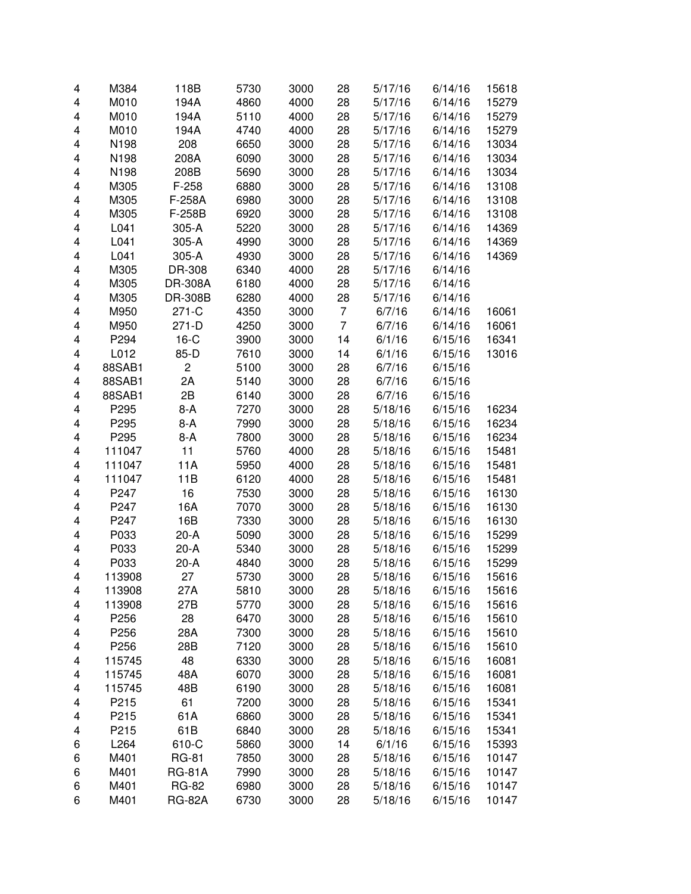| | | | | | | | | |
|---|---|---|---|---|---|---|---|---|
| 4 | M384 | 118B | 5730 | 3000 | 28 | 5/17/16 | 6/14/16 | 15618 |
| 4 | M010 | 194A | 4860 | 4000 | 28 | 5/17/16 | 6/14/16 | 15279 |
| 4 | M010 | 194A | 5110 | 4000 | 28 | 5/17/16 | 6/14/16 | 15279 |
| 4 | M010 | 194A | 4740 | 4000 | 28 | 5/17/16 | 6/14/16 | 15279 |
| 4 | N198 | 208 | 6650 | 3000 | 28 | 5/17/16 | 6/14/16 | 13034 |
| 4 | N198 | 208A | 6090 | 3000 | 28 | 5/17/16 | 6/14/16 | 13034 |
| 4 | N198 | 208B | 5690 | 3000 | 28 | 5/17/16 | 6/14/16 | 13034 |
| 4 | M305 | F-258 | 6880 | 3000 | 28 | 5/17/16 | 6/14/16 | 13108 |
| 4 | M305 | F-258A | 6980 | 3000 | 28 | 5/17/16 | 6/14/16 | 13108 |
| 4 | M305 | F-258B | 6920 | 3000 | 28 | 5/17/16 | 6/14/16 | 13108 |
| 4 | L041 | 305-A | 5220 | 3000 | 28 | 5/17/16 | 6/14/16 | 14369 |
| 4 | L041 | 305-A | 4990 | 3000 | 28 | 5/17/16 | 6/14/16 | 14369 |
| 4 | L041 | 305-A | 4930 | 3000 | 28 | 5/17/16 | 6/14/16 | 14369 |
| 4 | M305 | DR-308 | 6340 | 4000 | 28 | 5/17/16 | 6/14/16 | |
| 4 | M305 | DR-308A | 6180 | 4000 | 28 | 5/17/16 | 6/14/16 | |
| 4 | M305 | DR-308B | 6280 | 4000 | 28 | 5/17/16 | 6/14/16 | |
| 4 | M950 | 271-C | 4350 | 3000 | 7 | 6/7/16 | 6/14/16 | 16061 |
| 4 | M950 | 271-D | 4250 | 3000 | 7 | 6/7/16 | 6/14/16 | 16061 |
| 4 | P294 | 16-C | 3900 | 3000 | 14 | 6/1/16 | 6/15/16 | 16341 |
| 4 | L012 | 85-D | 7610 | 3000 | 14 | 6/1/16 | 6/15/16 | 13016 |
| 4 | 88SAB1 | 2 | 5100 | 3000 | 28 | 6/7/16 | 6/15/16 | |
| 4 | 88SAB1 | 2A | 5140 | 3000 | 28 | 6/7/16 | 6/15/16 | |
| 4 | 88SAB1 | 2B | 6140 | 3000 | 28 | 6/7/16 | 6/15/16 | |
| 4 | P295 | 8-A | 7270 | 3000 | 28 | 5/18/16 | 6/15/16 | 16234 |
| 4 | P295 | 8-A | 7990 | 3000 | 28 | 5/18/16 | 6/15/16 | 16234 |
| 4 | P295 | 8-A | 7800 | 3000 | 28 | 5/18/16 | 6/15/16 | 16234 |
| 4 | 111047 | 11 | 5760 | 4000 | 28 | 5/18/16 | 6/15/16 | 15481 |
| 4 | 111047 | 11A | 5950 | 4000 | 28 | 5/18/16 | 6/15/16 | 15481 |
| 4 | 111047 | 11B | 6120 | 4000 | 28 | 5/18/16 | 6/15/16 | 15481 |
| 4 | P247 | 16 | 7530 | 3000 | 28 | 5/18/16 | 6/15/16 | 16130 |
| 4 | P247 | 16A | 7070 | 3000 | 28 | 5/18/16 | 6/15/16 | 16130 |
| 4 | P247 | 16B | 7330 | 3000 | 28 | 5/18/16 | 6/15/16 | 16130 |
| 4 | P033 | 20-A | 5090 | 3000 | 28 | 5/18/16 | 6/15/16 | 15299 |
| 4 | P033 | 20-A | 5340 | 3000 | 28 | 5/18/16 | 6/15/16 | 15299 |
| 4 | P033 | 20-A | 4840 | 3000 | 28 | 5/18/16 | 6/15/16 | 15299 |
| 4 | 113908 | 27 | 5730 | 3000 | 28 | 5/18/16 | 6/15/16 | 15616 |
| 4 | 113908 | 27A | 5810 | 3000 | 28 | 5/18/16 | 6/15/16 | 15616 |
| 4 | 113908 | 27B | 5770 | 3000 | 28 | 5/18/16 | 6/15/16 | 15616 |
| 4 | P256 | 28 | 6470 | 3000 | 28 | 5/18/16 | 6/15/16 | 15610 |
| 4 | P256 | 28A | 7300 | 3000 | 28 | 5/18/16 | 6/15/16 | 15610 |
| 4 | P256 | 28B | 7120 | 3000 | 28 | 5/18/16 | 6/15/16 | 15610 |
| 4 | 115745 | 48 | 6330 | 3000 | 28 | 5/18/16 | 6/15/16 | 16081 |
| 4 | 115745 | 48A | 6070 | 3000 | 28 | 5/18/16 | 6/15/16 | 16081 |
| 4 | 115745 | 48B | 6190 | 3000 | 28 | 5/18/16 | 6/15/16 | 16081 |
| 4 | P215 | 61 | 7200 | 3000 | 28 | 5/18/16 | 6/15/16 | 15341 |
| 4 | P215 | 61A | 6860 | 3000 | 28 | 5/18/16 | 6/15/16 | 15341 |
| 4 | P215 | 61B | 6840 | 3000 | 28 | 5/18/16 | 6/15/16 | 15341 |
| 6 | L264 | 610-C | 5860 | 3000 | 14 | 6/1/16 | 6/15/16 | 15393 |
| 6 | M401 | RG-81 | 7850 | 3000 | 28 | 5/18/16 | 6/15/16 | 10147 |
| 6 | M401 | RG-81A | 7990 | 3000 | 28 | 5/18/16 | 6/15/16 | 10147 |
| 6 | M401 | RG-82 | 6980 | 3000 | 28 | 5/18/16 | 6/15/16 | 10147 |
| 6 | M401 | RG-82A | 6730 | 3000 | 28 | 5/18/16 | 6/15/16 | 10147 |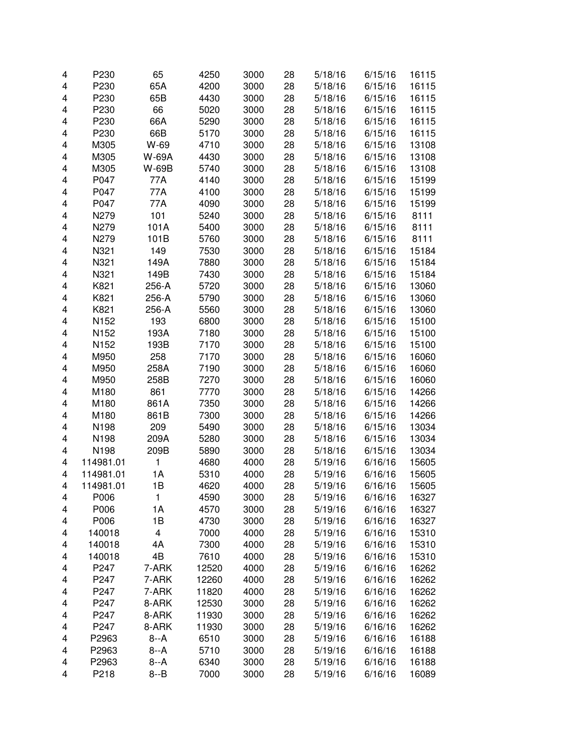| | | | | | | | | |
|---|---|---|---|---|---|---|---|---|
| 4 | P230 | 65 | 4250 | 3000 | 28 | 5/18/16 | 6/15/16 | 16115 |
| 4 | P230 | 65A | 4200 | 3000 | 28 | 5/18/16 | 6/15/16 | 16115 |
| 4 | P230 | 65B | 4430 | 3000 | 28 | 5/18/16 | 6/15/16 | 16115 |
| 4 | P230 | 66 | 5020 | 3000 | 28 | 5/18/16 | 6/15/16 | 16115 |
| 4 | P230 | 66A | 5290 | 3000 | 28 | 5/18/16 | 6/15/16 | 16115 |
| 4 | P230 | 66B | 5170 | 3000 | 28 | 5/18/16 | 6/15/16 | 16115 |
| 4 | M305 | W-69 | 4710 | 3000 | 28 | 5/18/16 | 6/15/16 | 13108 |
| 4 | M305 | W-69A | 4430 | 3000 | 28 | 5/18/16 | 6/15/16 | 13108 |
| 4 | M305 | W-69B | 5740 | 3000 | 28 | 5/18/16 | 6/15/16 | 13108 |
| 4 | P047 | 77A | 4140 | 3000 | 28 | 5/18/16 | 6/15/16 | 15199 |
| 4 | P047 | 77A | 4100 | 3000 | 28 | 5/18/16 | 6/15/16 | 15199 |
| 4 | P047 | 77A | 4090 | 3000 | 28 | 5/18/16 | 6/15/16 | 15199 |
| 4 | N279 | 101 | 5240 | 3000 | 28 | 5/18/16 | 6/15/16 | 8111 |
| 4 | N279 | 101A | 5400 | 3000 | 28 | 5/18/16 | 6/15/16 | 8111 |
| 4 | N279 | 101B | 5760 | 3000 | 28 | 5/18/16 | 6/15/16 | 8111 |
| 4 | N321 | 149 | 7530 | 3000 | 28 | 5/18/16 | 6/15/16 | 15184 |
| 4 | N321 | 149A | 7880 | 3000 | 28 | 5/18/16 | 6/15/16 | 15184 |
| 4 | N321 | 149B | 7430 | 3000 | 28 | 5/18/16 | 6/15/16 | 15184 |
| 4 | K821 | 256-A | 5720 | 3000 | 28 | 5/18/16 | 6/15/16 | 13060 |
| 4 | K821 | 256-A | 5790 | 3000 | 28 | 5/18/16 | 6/15/16 | 13060 |
| 4 | K821 | 256-A | 5560 | 3000 | 28 | 5/18/16 | 6/15/16 | 13060 |
| 4 | N152 | 193 | 6800 | 3000 | 28 | 5/18/16 | 6/15/16 | 15100 |
| 4 | N152 | 193A | 7180 | 3000 | 28 | 5/18/16 | 6/15/16 | 15100 |
| 4 | N152 | 193B | 7170 | 3000 | 28 | 5/18/16 | 6/15/16 | 15100 |
| 4 | M950 | 258 | 7170 | 3000 | 28 | 5/18/16 | 6/15/16 | 16060 |
| 4 | M950 | 258A | 7190 | 3000 | 28 | 5/18/16 | 6/15/16 | 16060 |
| 4 | M950 | 258B | 7270 | 3000 | 28 | 5/18/16 | 6/15/16 | 16060 |
| 4 | M180 | 861 | 7770 | 3000 | 28 | 5/18/16 | 6/15/16 | 14266 |
| 4 | M180 | 861A | 7350 | 3000 | 28 | 5/18/16 | 6/15/16 | 14266 |
| 4 | M180 | 861B | 7300 | 3000 | 28 | 5/18/16 | 6/15/16 | 14266 |
| 4 | N198 | 209 | 5490 | 3000 | 28 | 5/18/16 | 6/15/16 | 13034 |
| 4 | N198 | 209A | 5280 | 3000 | 28 | 5/18/16 | 6/15/16 | 13034 |
| 4 | N198 | 209B | 5890 | 3000 | 28 | 5/18/16 | 6/15/16 | 13034 |
| 4 | 114981.01 | 1 | 4680 | 4000 | 28 | 5/19/16 | 6/16/16 | 15605 |
| 4 | 114981.01 | 1A | 5310 | 4000 | 28 | 5/19/16 | 6/16/16 | 15605 |
| 4 | 114981.01 | 1B | 4620 | 4000 | 28 | 5/19/16 | 6/16/16 | 15605 |
| 4 | P006 | 1 | 4590 | 3000 | 28 | 5/19/16 | 6/16/16 | 16327 |
| 4 | P006 | 1A | 4570 | 3000 | 28 | 5/19/16 | 6/16/16 | 16327 |
| 4 | P006 | 1B | 4730 | 3000 | 28 | 5/19/16 | 6/16/16 | 16327 |
| 4 | 140018 | 4 | 7000 | 4000 | 28 | 5/19/16 | 6/16/16 | 15310 |
| 4 | 140018 | 4A | 7300 | 4000 | 28 | 5/19/16 | 6/16/16 | 15310 |
| 4 | 140018 | 4B | 7610 | 4000 | 28 | 5/19/16 | 6/16/16 | 15310 |
| 4 | P247 | 7-ARK | 12520 | 4000 | 28 | 5/19/16 | 6/16/16 | 16262 |
| 4 | P247 | 7-ARK | 12260 | 4000 | 28 | 5/19/16 | 6/16/16 | 16262 |
| 4 | P247 | 7-ARK | 11820 | 4000 | 28 | 5/19/16 | 6/16/16 | 16262 |
| 4 | P247 | 8-ARK | 12530 | 3000 | 28 | 5/19/16 | 6/16/16 | 16262 |
| 4 | P247 | 8-ARK | 11930 | 3000 | 28 | 5/19/16 | 6/16/16 | 16262 |
| 4 | P247 | 8-ARK | 11930 | 3000 | 28 | 5/19/16 | 6/16/16 | 16262 |
| 4 | P2963 | 8--A | 6510 | 3000 | 28 | 5/19/16 | 6/16/16 | 16188 |
| 4 | P2963 | 8--A | 5710 | 3000 | 28 | 5/19/16 | 6/16/16 | 16188 |
| 4 | P2963 | 8--A | 6340 | 3000 | 28 | 5/19/16 | 6/16/16 | 16188 |
| 4 | P218 | 8--B | 7000 | 3000 | 28 | 5/19/16 | 6/16/16 | 16089 |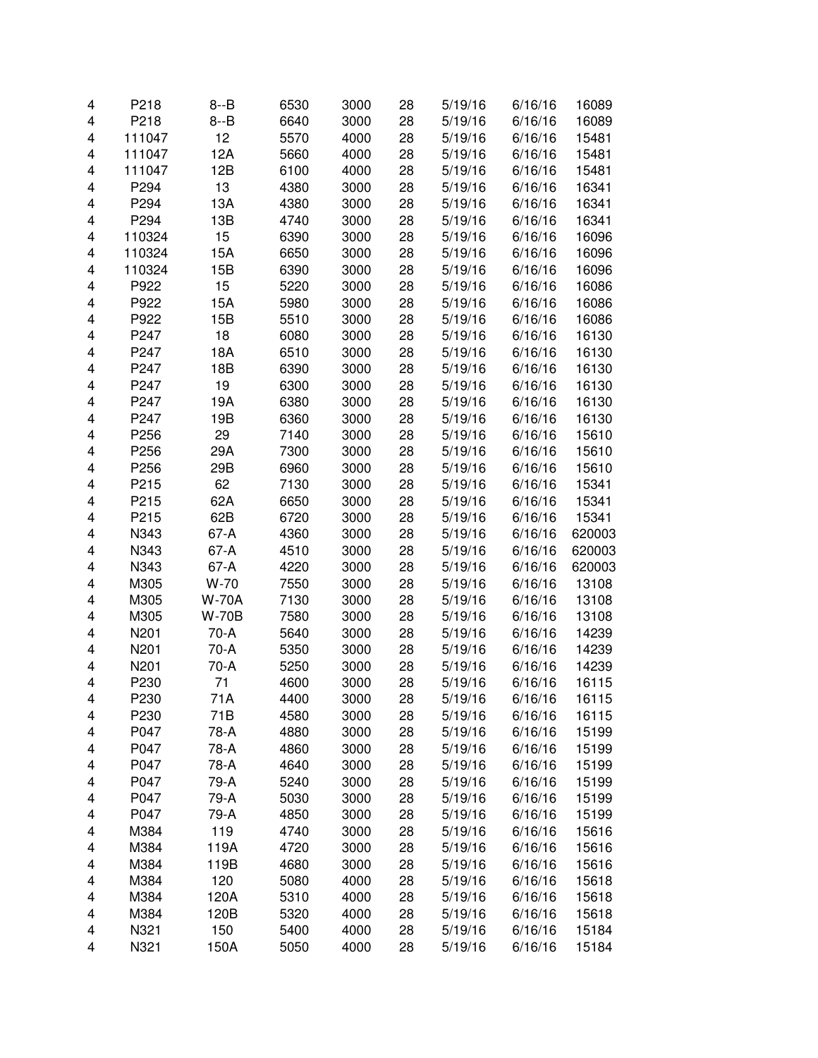| | | | | | | | | |
|---|---|---|---|---|---|---|---|---|
| 4 | P218 | 8--B | 6530 | 3000 | 28 | 5/19/16 | 6/16/16 | 16089 |
| 4 | P218 | 8--B | 6640 | 3000 | 28 | 5/19/16 | 6/16/16 | 16089 |
| 4 | 111047 | 12 | 5570 | 4000 | 28 | 5/19/16 | 6/16/16 | 15481 |
| 4 | 111047 | 12A | 5660 | 4000 | 28 | 5/19/16 | 6/16/16 | 15481 |
| 4 | 111047 | 12B | 6100 | 4000 | 28 | 5/19/16 | 6/16/16 | 15481 |
| 4 | P294 | 13 | 4380 | 3000 | 28 | 5/19/16 | 6/16/16 | 16341 |
| 4 | P294 | 13A | 4380 | 3000 | 28 | 5/19/16 | 6/16/16 | 16341 |
| 4 | P294 | 13B | 4740 | 3000 | 28 | 5/19/16 | 6/16/16 | 16341 |
| 4 | 110324 | 15 | 6390 | 3000 | 28 | 5/19/16 | 6/16/16 | 16096 |
| 4 | 110324 | 15A | 6650 | 3000 | 28 | 5/19/16 | 6/16/16 | 16096 |
| 4 | 110324 | 15B | 6390 | 3000 | 28 | 5/19/16 | 6/16/16 | 16096 |
| 4 | P922 | 15 | 5220 | 3000 | 28 | 5/19/16 | 6/16/16 | 16086 |
| 4 | P922 | 15A | 5980 | 3000 | 28 | 5/19/16 | 6/16/16 | 16086 |
| 4 | P922 | 15B | 5510 | 3000 | 28 | 5/19/16 | 6/16/16 | 16086 |
| 4 | P247 | 18 | 6080 | 3000 | 28 | 5/19/16 | 6/16/16 | 16130 |
| 4 | P247 | 18A | 6510 | 3000 | 28 | 5/19/16 | 6/16/16 | 16130 |
| 4 | P247 | 18B | 6390 | 3000 | 28 | 5/19/16 | 6/16/16 | 16130 |
| 4 | P247 | 19 | 6300 | 3000 | 28 | 5/19/16 | 6/16/16 | 16130 |
| 4 | P247 | 19A | 6380 | 3000 | 28 | 5/19/16 | 6/16/16 | 16130 |
| 4 | P247 | 19B | 6360 | 3000 | 28 | 5/19/16 | 6/16/16 | 16130 |
| 4 | P256 | 29 | 7140 | 3000 | 28 | 5/19/16 | 6/16/16 | 15610 |
| 4 | P256 | 29A | 7300 | 3000 | 28 | 5/19/16 | 6/16/16 | 15610 |
| 4 | P256 | 29B | 6960 | 3000 | 28 | 5/19/16 | 6/16/16 | 15610 |
| 4 | P215 | 62 | 7130 | 3000 | 28 | 5/19/16 | 6/16/16 | 15341 |
| 4 | P215 | 62A | 6650 | 3000 | 28 | 5/19/16 | 6/16/16 | 15341 |
| 4 | P215 | 62B | 6720 | 3000 | 28 | 5/19/16 | 6/16/16 | 15341 |
| 4 | N343 | 67-A | 4360 | 3000 | 28 | 5/19/16 | 6/16/16 | 620003 |
| 4 | N343 | 67-A | 4510 | 3000 | 28 | 5/19/16 | 6/16/16 | 620003 |
| 4 | N343 | 67-A | 4220 | 3000 | 28 | 5/19/16 | 6/16/16 | 620003 |
| 4 | M305 | W-70 | 7550 | 3000 | 28 | 5/19/16 | 6/16/16 | 13108 |
| 4 | M305 | W-70A | 7130 | 3000 | 28 | 5/19/16 | 6/16/16 | 13108 |
| 4 | M305 | W-70B | 7580 | 3000 | 28 | 5/19/16 | 6/16/16 | 13108 |
| 4 | N201 | 70-A | 5640 | 3000 | 28 | 5/19/16 | 6/16/16 | 14239 |
| 4 | N201 | 70-A | 5350 | 3000 | 28 | 5/19/16 | 6/16/16 | 14239 |
| 4 | N201 | 70-A | 5250 | 3000 | 28 | 5/19/16 | 6/16/16 | 14239 |
| 4 | P230 | 71 | 4600 | 3000 | 28 | 5/19/16 | 6/16/16 | 16115 |
| 4 | P230 | 71A | 4400 | 3000 | 28 | 5/19/16 | 6/16/16 | 16115 |
| 4 | P230 | 71B | 4580 | 3000 | 28 | 5/19/16 | 6/16/16 | 16115 |
| 4 | P047 | 78-A | 4880 | 3000 | 28 | 5/19/16 | 6/16/16 | 15199 |
| 4 | P047 | 78-A | 4860 | 3000 | 28 | 5/19/16 | 6/16/16 | 15199 |
| 4 | P047 | 78-A | 4640 | 3000 | 28 | 5/19/16 | 6/16/16 | 15199 |
| 4 | P047 | 79-A | 5240 | 3000 | 28 | 5/19/16 | 6/16/16 | 15199 |
| 4 | P047 | 79-A | 5030 | 3000 | 28 | 5/19/16 | 6/16/16 | 15199 |
| 4 | P047 | 79-A | 4850 | 3000 | 28 | 5/19/16 | 6/16/16 | 15199 |
| 4 | M384 | 119 | 4740 | 3000 | 28 | 5/19/16 | 6/16/16 | 15616 |
| 4 | M384 | 119A | 4720 | 3000 | 28 | 5/19/16 | 6/16/16 | 15616 |
| 4 | M384 | 119B | 4680 | 3000 | 28 | 5/19/16 | 6/16/16 | 15616 |
| 4 | M384 | 120 | 5080 | 4000 | 28 | 5/19/16 | 6/16/16 | 15618 |
| 4 | M384 | 120A | 5310 | 4000 | 28 | 5/19/16 | 6/16/16 | 15618 |
| 4 | M384 | 120B | 5320 | 4000 | 28 | 5/19/16 | 6/16/16 | 15618 |
| 4 | N321 | 150 | 5400 | 4000 | 28 | 5/19/16 | 6/16/16 | 15184 |
| 4 | N321 | 150A | 5050 | 4000 | 28 | 5/19/16 | 6/16/16 | 15184 |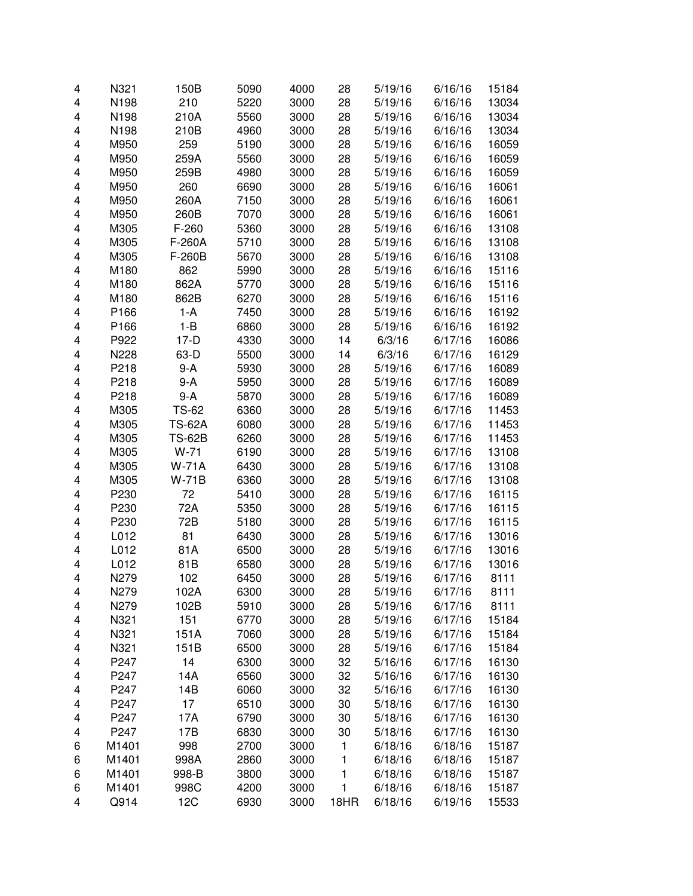| | | | | | | | | |
|---|---|---|---|---|---|---|---|---|
| 4 | N321 | 150B | 5090 | 4000 | 28 | 5/19/16 | 6/16/16 | 15184 |
| 4 | N198 | 210 | 5220 | 3000 | 28 | 5/19/16 | 6/16/16 | 13034 |
| 4 | N198 | 210A | 5560 | 3000 | 28 | 5/19/16 | 6/16/16 | 13034 |
| 4 | N198 | 210B | 4960 | 3000 | 28 | 5/19/16 | 6/16/16 | 13034 |
| 4 | M950 | 259 | 5190 | 3000 | 28 | 5/19/16 | 6/16/16 | 16059 |
| 4 | M950 | 259A | 5560 | 3000 | 28 | 5/19/16 | 6/16/16 | 16059 |
| 4 | M950 | 259B | 4980 | 3000 | 28 | 5/19/16 | 6/16/16 | 16059 |
| 4 | M950 | 260 | 6690 | 3000 | 28 | 5/19/16 | 6/16/16 | 16061 |
| 4 | M950 | 260A | 7150 | 3000 | 28 | 5/19/16 | 6/16/16 | 16061 |
| 4 | M950 | 260B | 7070 | 3000 | 28 | 5/19/16 | 6/16/16 | 16061 |
| 4 | M305 | F-260 | 5360 | 3000 | 28 | 5/19/16 | 6/16/16 | 13108 |
| 4 | M305 | F-260A | 5710 | 3000 | 28 | 5/19/16 | 6/16/16 | 13108 |
| 4 | M305 | F-260B | 5670 | 3000 | 28 | 5/19/16 | 6/16/16 | 13108 |
| 4 | M180 | 862 | 5990 | 3000 | 28 | 5/19/16 | 6/16/16 | 15116 |
| 4 | M180 | 862A | 5770 | 3000 | 28 | 5/19/16 | 6/16/16 | 15116 |
| 4 | M180 | 862B | 6270 | 3000 | 28 | 5/19/16 | 6/16/16 | 15116 |
| 4 | P166 | 1-A | 7450 | 3000 | 28 | 5/19/16 | 6/16/16 | 16192 |
| 4 | P166 | 1-B | 6860 | 3000 | 28 | 5/19/16 | 6/16/16 | 16192 |
| 4 | P922 | 17-D | 4330 | 3000 | 14 | 6/3/16 | 6/17/16 | 16086 |
| 4 | N228 | 63-D | 5500 | 3000 | 14 | 6/3/16 | 6/17/16 | 16129 |
| 4 | P218 | 9-A | 5930 | 3000 | 28 | 5/19/16 | 6/17/16 | 16089 |
| 4 | P218 | 9-A | 5950 | 3000 | 28 | 5/19/16 | 6/17/16 | 16089 |
| 4 | P218 | 9-A | 5870 | 3000 | 28 | 5/19/16 | 6/17/16 | 16089 |
| 4 | M305 | TS-62 | 6360 | 3000 | 28 | 5/19/16 | 6/17/16 | 11453 |
| 4 | M305 | TS-62A | 6080 | 3000 | 28 | 5/19/16 | 6/17/16 | 11453 |
| 4 | M305 | TS-62B | 6260 | 3000 | 28 | 5/19/16 | 6/17/16 | 11453 |
| 4 | M305 | W-71 | 6190 | 3000 | 28 | 5/19/16 | 6/17/16 | 13108 |
| 4 | M305 | W-71A | 6430 | 3000 | 28 | 5/19/16 | 6/17/16 | 13108 |
| 4 | M305 | W-71B | 6360 | 3000 | 28 | 5/19/16 | 6/17/16 | 13108 |
| 4 | P230 | 72 | 5410 | 3000 | 28 | 5/19/16 | 6/17/16 | 16115 |
| 4 | P230 | 72A | 5350 | 3000 | 28 | 5/19/16 | 6/17/16 | 16115 |
| 4 | P230 | 72B | 5180 | 3000 | 28 | 5/19/16 | 6/17/16 | 16115 |
| 4 | L012 | 81 | 6430 | 3000 | 28 | 5/19/16 | 6/17/16 | 13016 |
| 4 | L012 | 81A | 6500 | 3000 | 28 | 5/19/16 | 6/17/16 | 13016 |
| 4 | L012 | 81B | 6580 | 3000 | 28 | 5/19/16 | 6/17/16 | 13016 |
| 4 | N279 | 102 | 6450 | 3000 | 28 | 5/19/16 | 6/17/16 | 8111 |
| 4 | N279 | 102A | 6300 | 3000 | 28 | 5/19/16 | 6/17/16 | 8111 |
| 4 | N279 | 102B | 5910 | 3000 | 28 | 5/19/16 | 6/17/16 | 8111 |
| 4 | N321 | 151 | 6770 | 3000 | 28 | 5/19/16 | 6/17/16 | 15184 |
| 4 | N321 | 151A | 7060 | 3000 | 28 | 5/19/16 | 6/17/16 | 15184 |
| 4 | N321 | 151B | 6500 | 3000 | 28 | 5/19/16 | 6/17/16 | 15184 |
| 4 | P247 | 14 | 6300 | 3000 | 32 | 5/16/16 | 6/17/16 | 16130 |
| 4 | P247 | 14A | 6560 | 3000 | 32 | 5/16/16 | 6/17/16 | 16130 |
| 4 | P247 | 14B | 6060 | 3000 | 32 | 5/16/16 | 6/17/16 | 16130 |
| 4 | P247 | 17 | 6510 | 3000 | 30 | 5/18/16 | 6/17/16 | 16130 |
| 4 | P247 | 17A | 6790 | 3000 | 30 | 5/18/16 | 6/17/16 | 16130 |
| 4 | P247 | 17B | 6830 | 3000 | 30 | 5/18/16 | 6/17/16 | 16130 |
| 6 | M1401 | 998 | 2700 | 3000 | 1 | 6/18/16 | 6/18/16 | 15187 |
| 6 | M1401 | 998A | 2860 | 3000 | 1 | 6/18/16 | 6/18/16 | 15187 |
| 6 | M1401 | 998-B | 3800 | 3000 | 1 | 6/18/16 | 6/18/16 | 15187 |
| 6 | M1401 | 998C | 4200 | 3000 | 1 | 6/18/16 | 6/18/16 | 15187 |
| 4 | Q914 | 12C | 6930 | 3000 | 18HR | 6/18/16 | 6/19/16 | 15533 |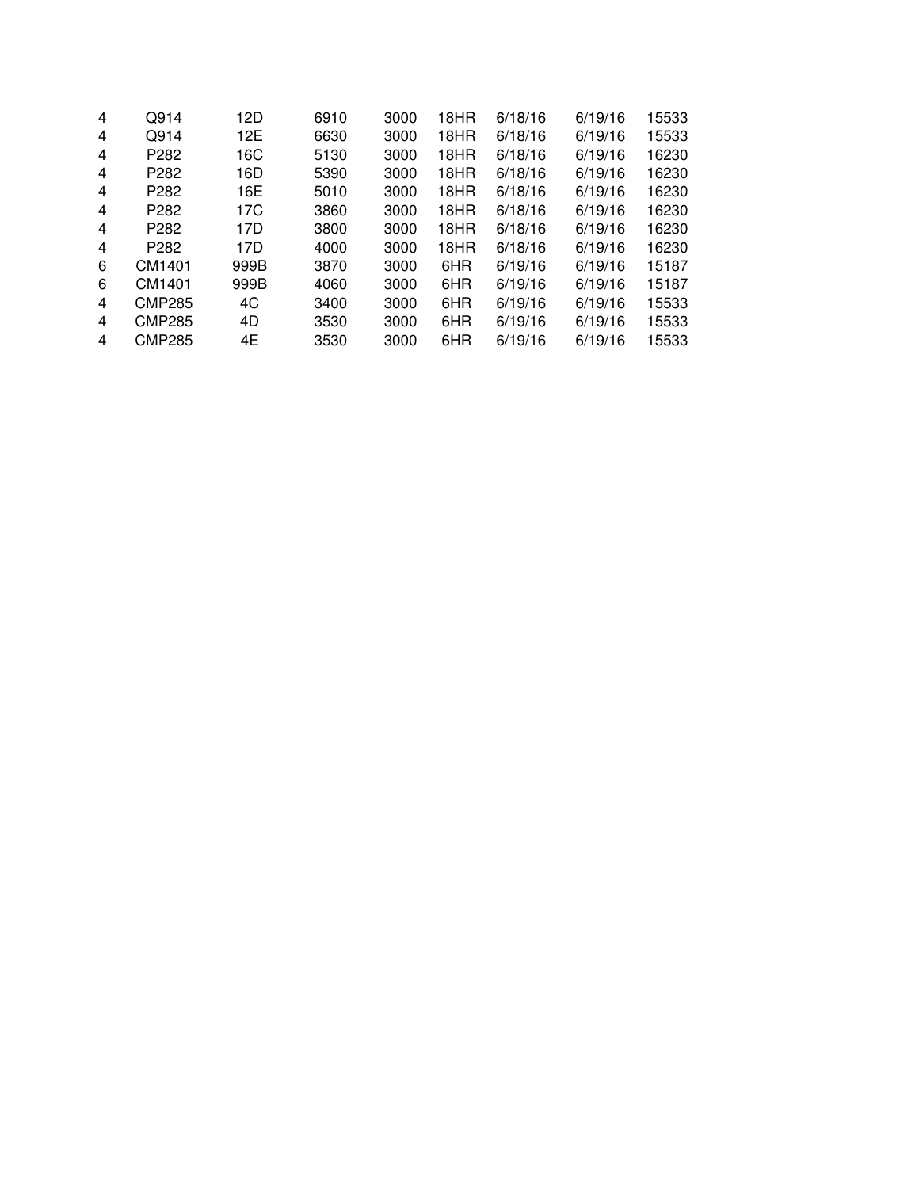| | | | | | | | | |
|---|---|---|---|---|---|---|---|---|
| 4 | Q914 | 12D | 6910 | 3000 | 18HR | 6/18/16 | 6/19/16 | 15533 |
| 4 | Q914 | 12E | 6630 | 3000 | 18HR | 6/18/16 | 6/19/16 | 15533 |
| 4 | P282 | 16C | 5130 | 3000 | 18HR | 6/18/16 | 6/19/16 | 16230 |
| 4 | P282 | 16D | 5390 | 3000 | 18HR | 6/18/16 | 6/19/16 | 16230 |
| 4 | P282 | 16E | 5010 | 3000 | 18HR | 6/18/16 | 6/19/16 | 16230 |
| 4 | P282 | 17C | 3860 | 3000 | 18HR | 6/18/16 | 6/19/16 | 16230 |
| 4 | P282 | 17D | 3800 | 3000 | 18HR | 6/18/16 | 6/19/16 | 16230 |
| 4 | P282 | 17D | 4000 | 3000 | 18HR | 6/18/16 | 6/19/16 | 16230 |
| 6 | CM1401 | 999B | 3870 | 3000 | 6HR | 6/19/16 | 6/19/16 | 15187 |
| 6 | CM1401 | 999B | 4060 | 3000 | 6HR | 6/19/16 | 6/19/16 | 15187 |
| 4 | CMP285 | 4C | 3400 | 3000 | 6HR | 6/19/16 | 6/19/16 | 15533 |
| 4 | CMP285 | 4D | 3530 | 3000 | 6HR | 6/19/16 | 6/19/16 | 15533 |
| 4 | CMP285 | 4E | 3530 | 3000 | 6HR | 6/19/16 | 6/19/16 | 15533 |